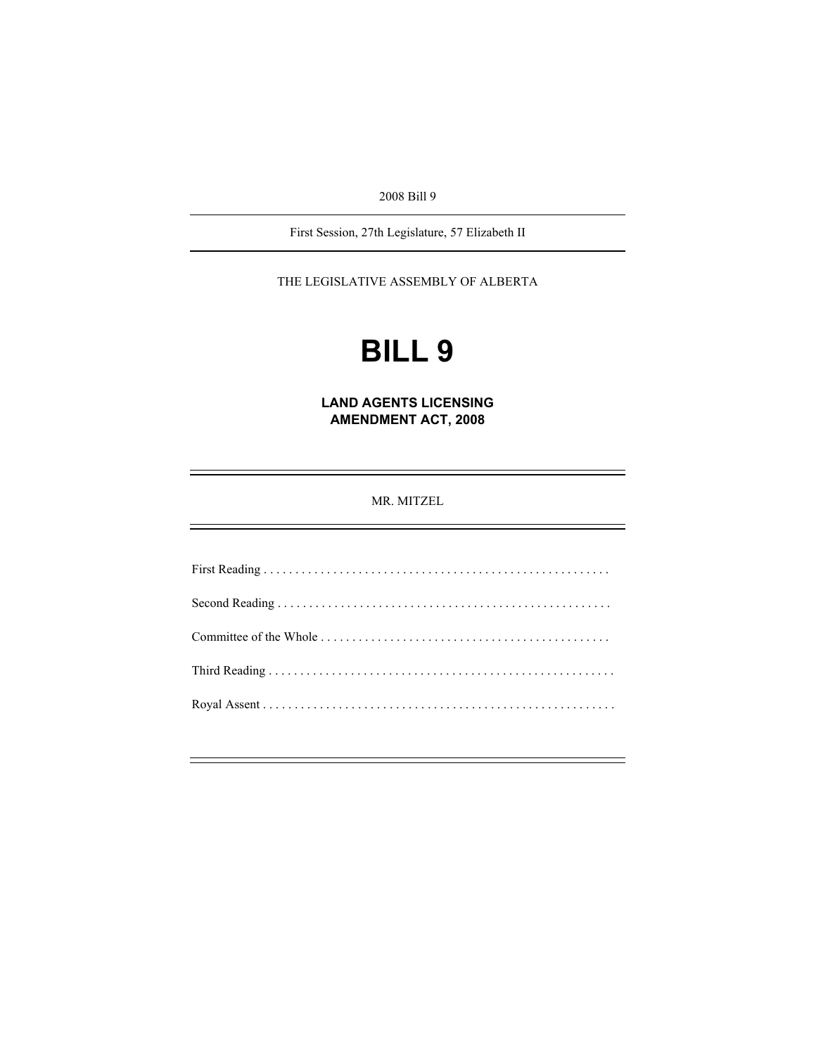2008 Bill 9

First Session, 27th Legislature, 57 Elizabeth II

THE LEGISLATIVE ASSEMBLY OF ALBERTA

# BILL 9

## LAND AGENTS LICENSING AMENDMENT ACT, 2008

MR. MITZEL

First Reading . . . . . . . . . . . . . . . . . . . . . . . . . . . . . . . . . . . . . . . . . . . . . . . . . . . . . . .

Second Reading . . . . . . . . . . . . . . . . . . . . . . . . . . . . . . . . . . . . . . . . . . . . . . . . . . . .

Committee of the Whole . . . . . . . . . . . . . . . . . . . . . . . . . . . . . . . . . . . . . . . . . . . . .

Third Reading . . . . . . . . . . . . . . . . . . . . . . . . . . . . . . . . . . . . . . . . . . . . . . . . . . . . . .

Royal Assent . . . . . . . . . . . . . . . . . . . . . . . . . . . . . . . . . . . . . . . . . . . . . . . . . . . . . . .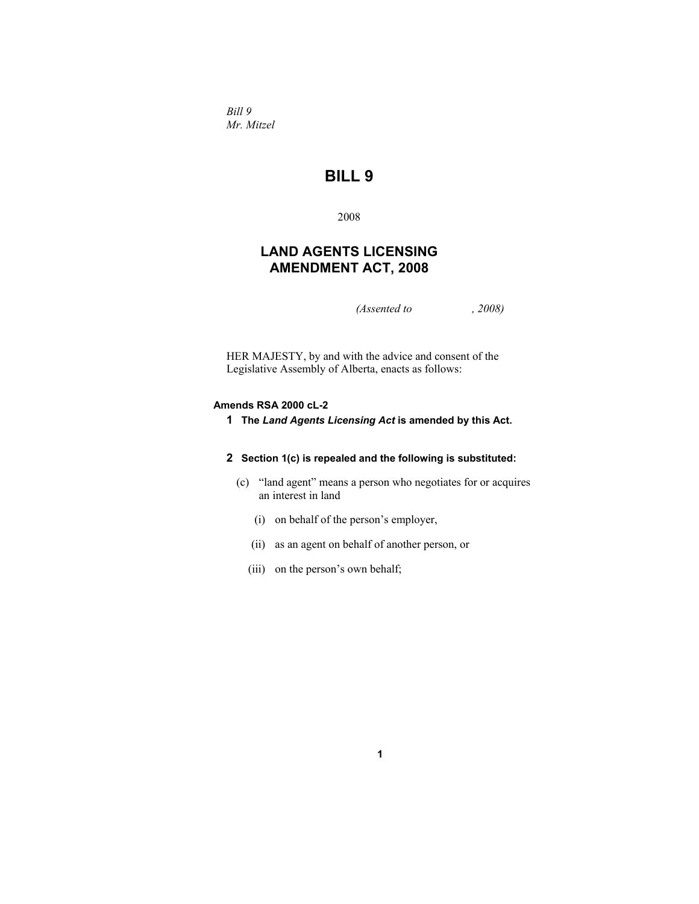*Bill 9*
*Mr. Mitzel*

# BILL 9

2008

## LAND AGENTS LICENSING AMENDMENT ACT, 2008

*(Assented to , 2008)*

HER MAJESTY, by and with the advice and consent of the Legislative Assembly of Alberta, enacts as follows:

**Amends RSA 2000 cL-2**

**1** **The *Land Agents Licensing Act* is amended by this Act.**

**2** **Section 1(c) is repealed and the following is substituted:**

(c) "land agent" means a person who negotiates for or acquires an interest in land

(i) on behalf of the person's employer,

(ii) as an agent on behalf of another person, or

(iii) on the person's own behalf;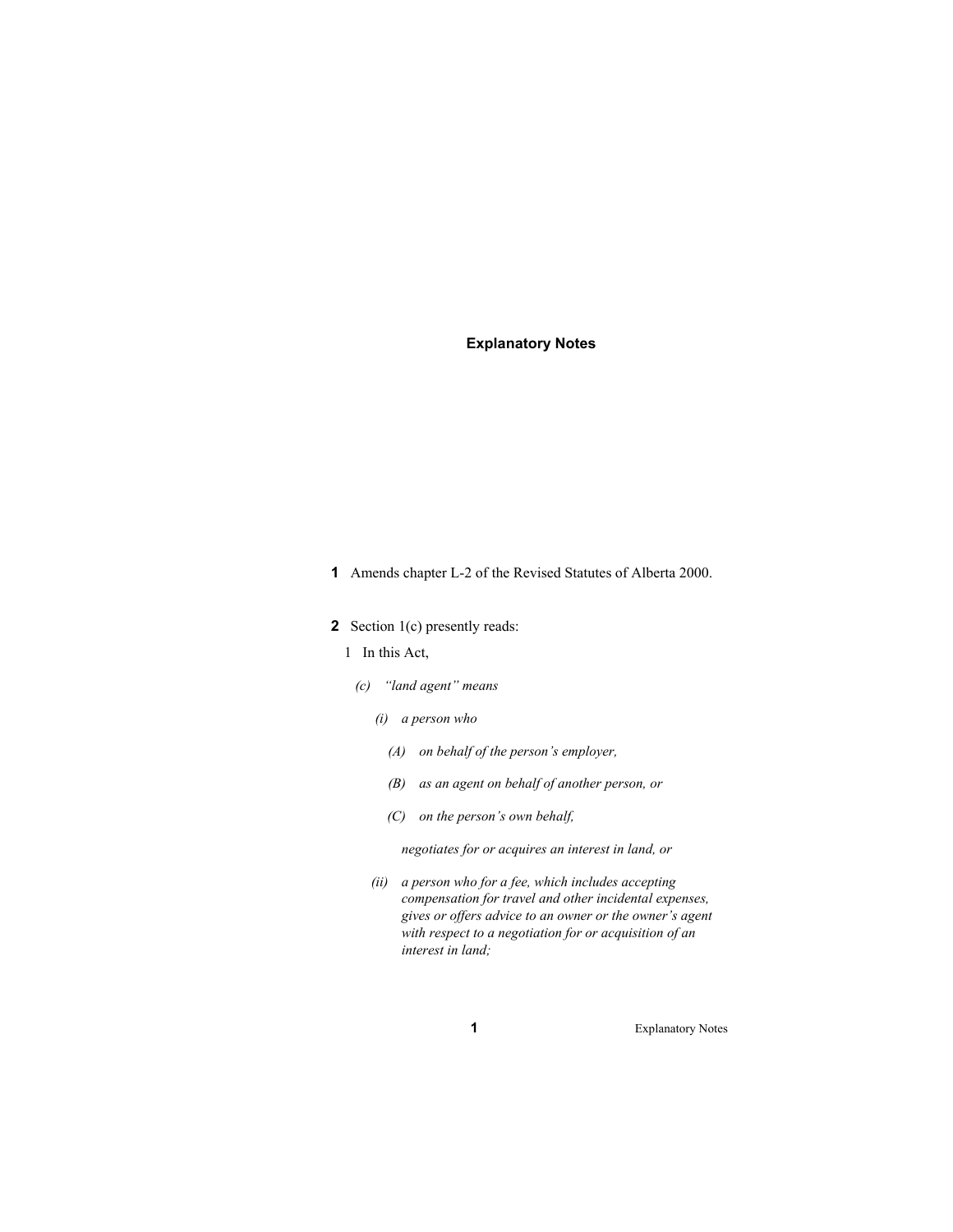## Explanatory Notes

**1** Amends chapter L-2 of the Revised Statutes of Alberta 2000.

**2** Section 1(c) presently reads:

1 In this Act,

*(c) "land agent" means*

*(i) a person who*

*(A) on behalf of the person's employer,*

*(B) as an agent on behalf of another person, or*

*(C) on the person's own behalf,*

*negotiates for or acquires an interest in land, or*

*(ii) a person who for a fee, which includes accepting compensation for travel and other incidental expenses, gives or offers advice to an owner or the owner's agent with respect to a negotiation for or acquisition of an interest in land;*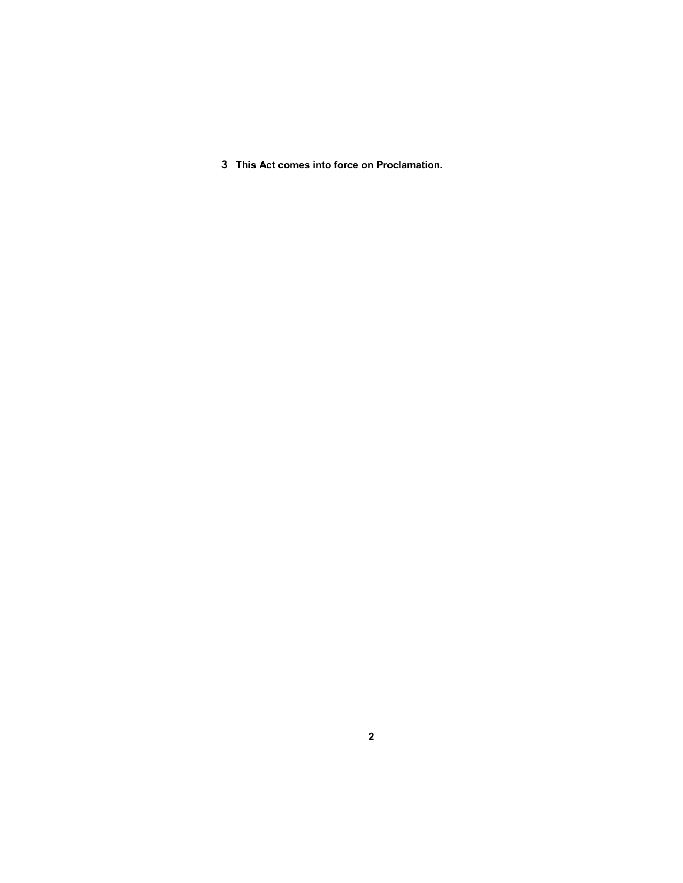**3** **This Act comes into force on Proclamation.**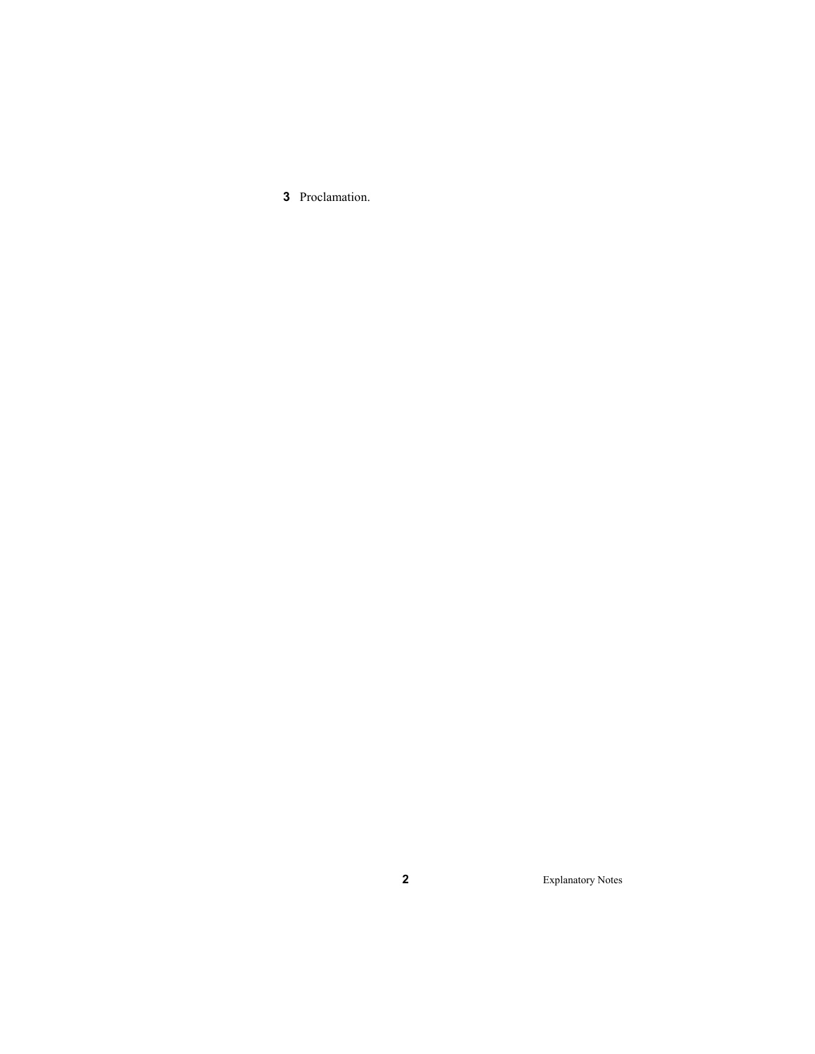**3** Proclamation.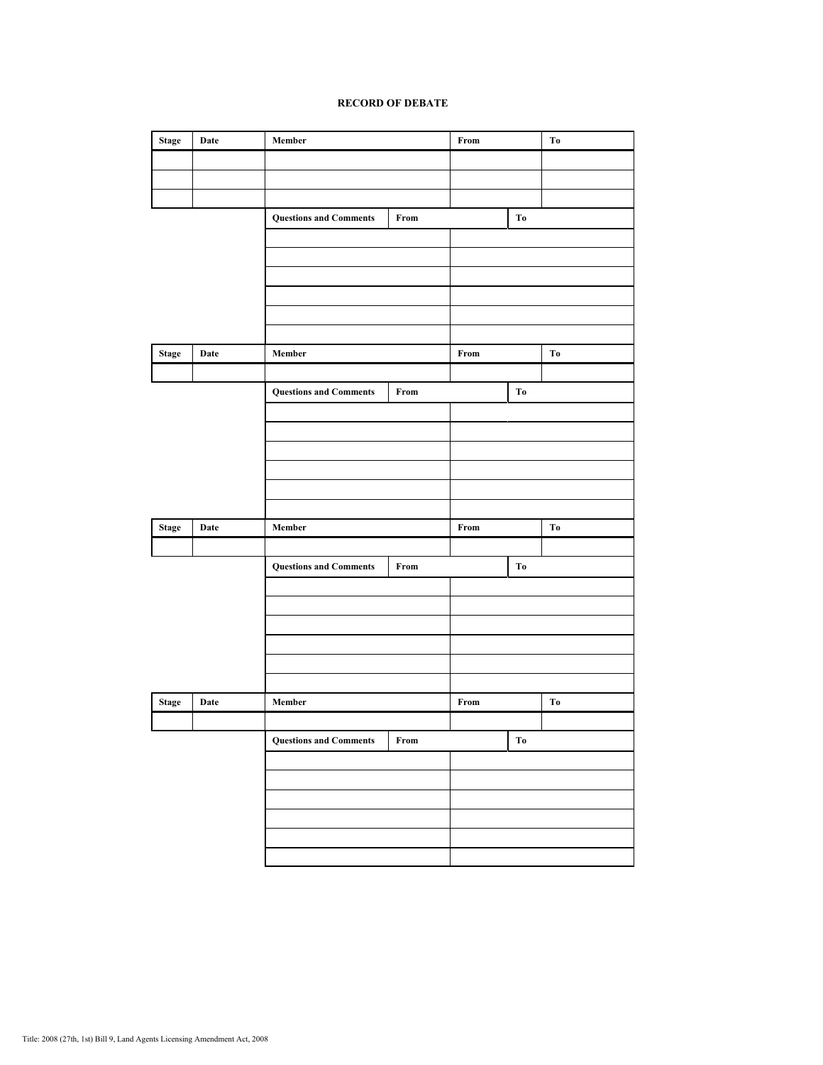**RECORD OF DEBATE**

| Stage | Date | Member | From | To |
|---|---|---|---|---|
| | | | | |
| | | | | |
| | | | | |

| Questions and Comments | From | To |
|---|---|---|
| | | |
| | | |
| | | |
| | | |
| | | |
| | | |

| Stage | Date | Member | From | To |
|---|---|---|---|---|
| | | | | |

| Questions and Comments | From | To |
|---|---|---|
| | | |
| | | |
| | | |
| | | |
| | | |
| | | |

| Stage | Date | Member | From | To |
|---|---|---|---|---|
| | | | | |

| Questions and Comments | From | To |
|---|---|---|
| | | |
| | | |
| | | |
| | | |
| | | |
| | | |

| Stage | Date | Member | From | To |
|---|---|---|---|---|
| | | | | |

| Questions and Comments | From | To |
|---|---|---|
| | | |
| | | |
| | | |
| | | |
| | | |
| | | |

Title: 2008 (27th, 1st) Bill 9, Land Agents Licensing Amendment Act, 2008